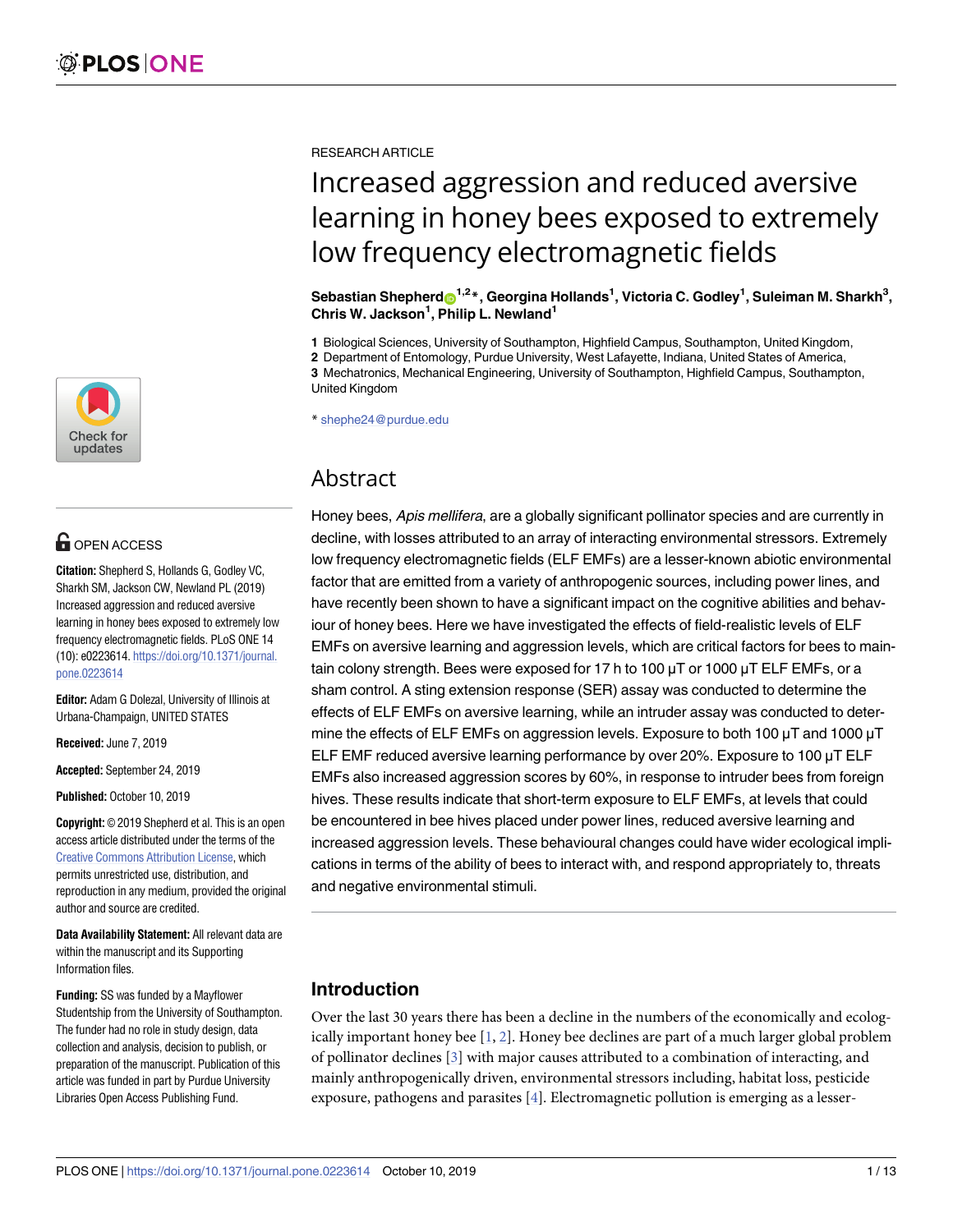RESEARCH ARTICLE

# Increased aggression and reduced aversive learning in honey bees exposed to extremely low frequency electromagnetic fields

**Sebastian Shepherd[1,2]*, Georgina Hollands[1], Victoria C. Godley[1], Suleiman M. Sharkh[3], Chris W. Jackson[1], Philip L. Newland[1]**

**1** Biological Sciences, University of Southampton, Highfield Campus, Southampton, United Kingdom,
**2** Department of Entomology, Purdue University, West Lafayette, Indiana, United States of America,
**3** Mechatronics, Mechanical Engineering, University of Southampton, Highfield Campus, Southampton, United Kingdom

* shephe24@purdue.edu

OPEN ACCESS

**Citation:** Shepherd S, Hollands G, Godley VC, Sharkh SM, Jackson CW, Newland PL (2019) Increased aggression and reduced aversive learning in honey bees exposed to extremely low frequency electromagnetic fields. PLoS ONE 14 (10): e0223614. https://doi.org/10.1371/journal.pone.0223614

**Editor:** Adam G Dolezal, University of Illinois at Urbana-Champaign, UNITED STATES

**Received:** June 7, 2019

**Accepted:** September 24, 2019

**Published:** October 10, 2019

**Copyright:** © 2019 Shepherd et al. This is an open access article distributed under the terms of the Creative Commons Attribution License, which permits unrestricted use, distribution, and reproduction in any medium, provided the original author and source are credited.

**Data Availability Statement:** All relevant data are within the manuscript and its Supporting Information files.

**Funding:** SS was funded by a Mayflower Studentship from the University of Southampton. The funder had no role in study design, data collection and analysis, decision to publish, or preparation of the manuscript. Publication of this article was funded in part by Purdue University Libraries Open Access Publishing Fund.

## Abstract

Honey bees, *Apis mellifera*, are a globally significant pollinator species and are currently in decline, with losses attributed to an array of interacting environmental stressors. Extremely low frequency electromagnetic fields (ELF EMFs) are a lesser-known abiotic environmental factor that are emitted from a variety of anthropogenic sources, including power lines, and have recently been shown to have a significant impact on the cognitive abilities and behaviour of honey bees. Here we have investigated the effects of field-realistic levels of ELF EMFs on aversive learning and aggression levels, which are critical factors for bees to maintain colony strength. Bees were exposed for 17 h to 100 μT or 1000 μT ELF EMFs, or a sham control. A sting extension response (SER) assay was conducted to determine the effects of ELF EMFs on aversive learning, while an intruder assay was conducted to determine the effects of ELF EMFs on aggression levels. Exposure to both 100 μT and 1000 μT ELF EMF reduced aversive learning performance by over 20%. Exposure to 100 μT ELF EMFs also increased aggression scores by 60%, in response to intruder bees from foreign hives. These results indicate that short-term exposure to ELF EMFs, at levels that could be encountered in bee hives placed under power lines, reduced aversive learning and increased aggression levels. These behavioural changes could have wider ecological implications in terms of the ability of bees to interact with, and respond appropriately to, threats and negative environmental stimuli.

## Introduction

Over the last 30 years there has been a decline in the numbers of the economically and ecologically important honey bee [1, 2]. Honey bee declines are part of a much larger global problem of pollinator declines [3] with major causes attributed to a combination of interacting, and mainly anthropogenically driven, environmental stressors including habitat loss, pesticide exposure, pathogens and parasites [4]. Electromagnetic pollution is emerging as a lesser-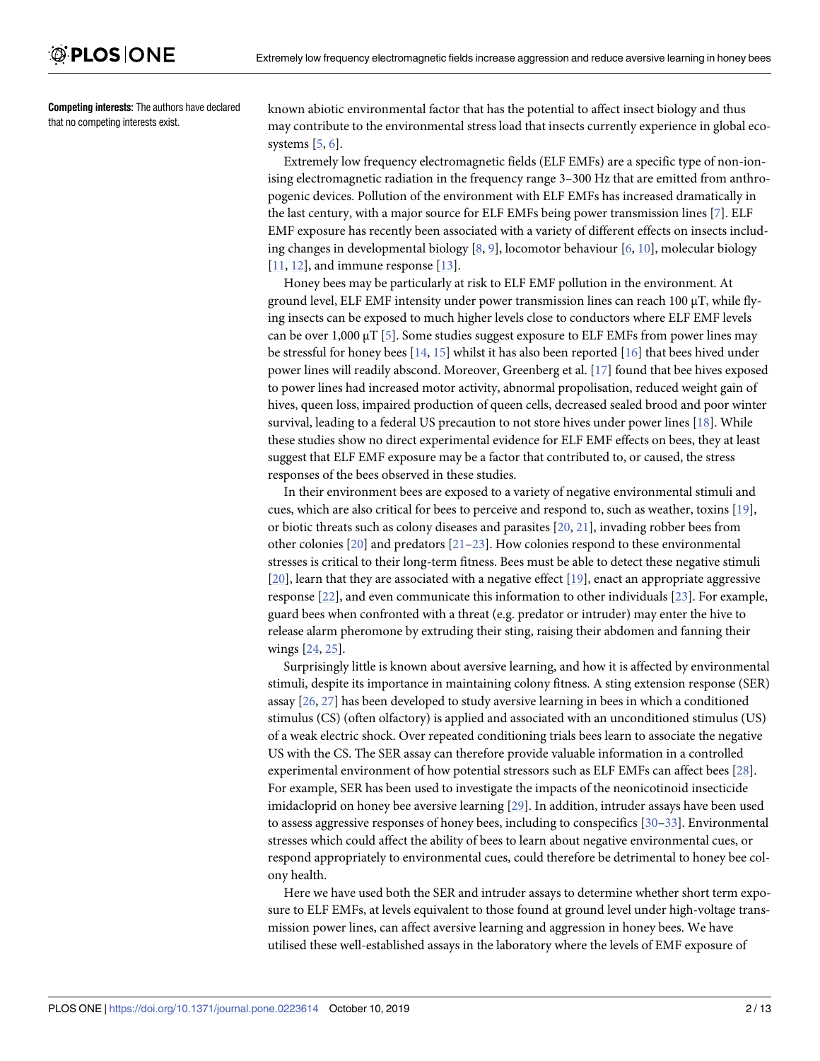**Competing interests:** The authors have declared that no competing interests exist.

known abiotic environmental factor that has the potential to affect insect biology and thus may contribute to the environmental stress load that insects currently experience in global ecosystems [5, 6].

Extremely low frequency electromagnetic fields (ELF EMFs) are a specific type of non-ionising electromagnetic radiation in the frequency range 3–300 Hz that are emitted from anthropogenic devices. Pollution of the environment with ELF EMFs has increased dramatically in the last century, with a major source for ELF EMFs being power transmission lines [7]. ELF EMF exposure has recently been associated with a variety of different effects on insects including changes in developmental biology [8, 9], locomotor behaviour [6, 10], molecular biology [11, 12], and immune response [13].

Honey bees may be particularly at risk to ELF EMF pollution in the environment. At ground level, ELF EMF intensity under power transmission lines can reach 100 μT, while flying insects can be exposed to much higher levels close to conductors where ELF EMF levels can be over 1,000 μT [5]. Some studies suggest exposure to ELF EMFs from power lines may be stressful for honey bees [14, 15] whilst it has also been reported [16] that bees hived under power lines will readily abscond. Moreover, Greenberg et al. [17] found that bee hives exposed to power lines had increased motor activity, abnormal propolisation, reduced weight gain of hives, queen loss, impaired production of queen cells, decreased sealed brood and poor winter survival, leading to a federal US precaution to not store hives under power lines [18]. While these studies show no direct experimental evidence for ELF EMF effects on bees, they at least suggest that ELF EMF exposure may be a factor that contributed to, or caused, the stress responses of the bees observed in these studies.

In their environment bees are exposed to a variety of negative environmental stimuli and cues, which are also critical for bees to perceive and respond to, such as weather, toxins [19], or biotic threats such as colony diseases and parasites [20, 21], invading robber bees from other colonies [20] and predators [21–23]. How colonies respond to these environmental stresses is critical to their long-term fitness. Bees must be able to detect these negative stimuli [20], learn that they are associated with a negative effect [19], enact an appropriate aggressive response [22], and even communicate this information to other individuals [23]. For example, guard bees when confronted with a threat (e.g. predator or intruder) may enter the hive to release alarm pheromone by extruding their sting, raising their abdomen and fanning their wings [24, 25].

Surprisingly little is known about aversive learning, and how it is affected by environmental stimuli, despite its importance in maintaining colony fitness. A sting extension response (SER) assay [26, 27] has been developed to study aversive learning in bees in which a conditioned stimulus (CS) (often olfactory) is applied and associated with an unconditioned stimulus (US) of a weak electric shock. Over repeated conditioning trials bees learn to associate the negative US with the CS. The SER assay can therefore provide valuable information in a controlled experimental environment of how potential stressors such as ELF EMFs can affect bees [28]. For example, SER has been used to investigate the impacts of the neonicotinoid insecticide imidacloprid on honey bee aversive learning [29]. In addition, intruder assays have been used to assess aggressive responses of honey bees, including to conspecifics [30–33]. Environmental stresses which could affect the ability of bees to learn about negative environmental cues, or respond appropriately to environmental cues, could therefore be detrimental to honey bee colony health.

Here we have used both the SER and intruder assays to determine whether short term exposure to ELF EMFs, at levels equivalent to those found at ground level under high-voltage transmission power lines, can affect aversive learning and aggression in honey bees. We have utilised these well-established assays in the laboratory where the levels of EMF exposure of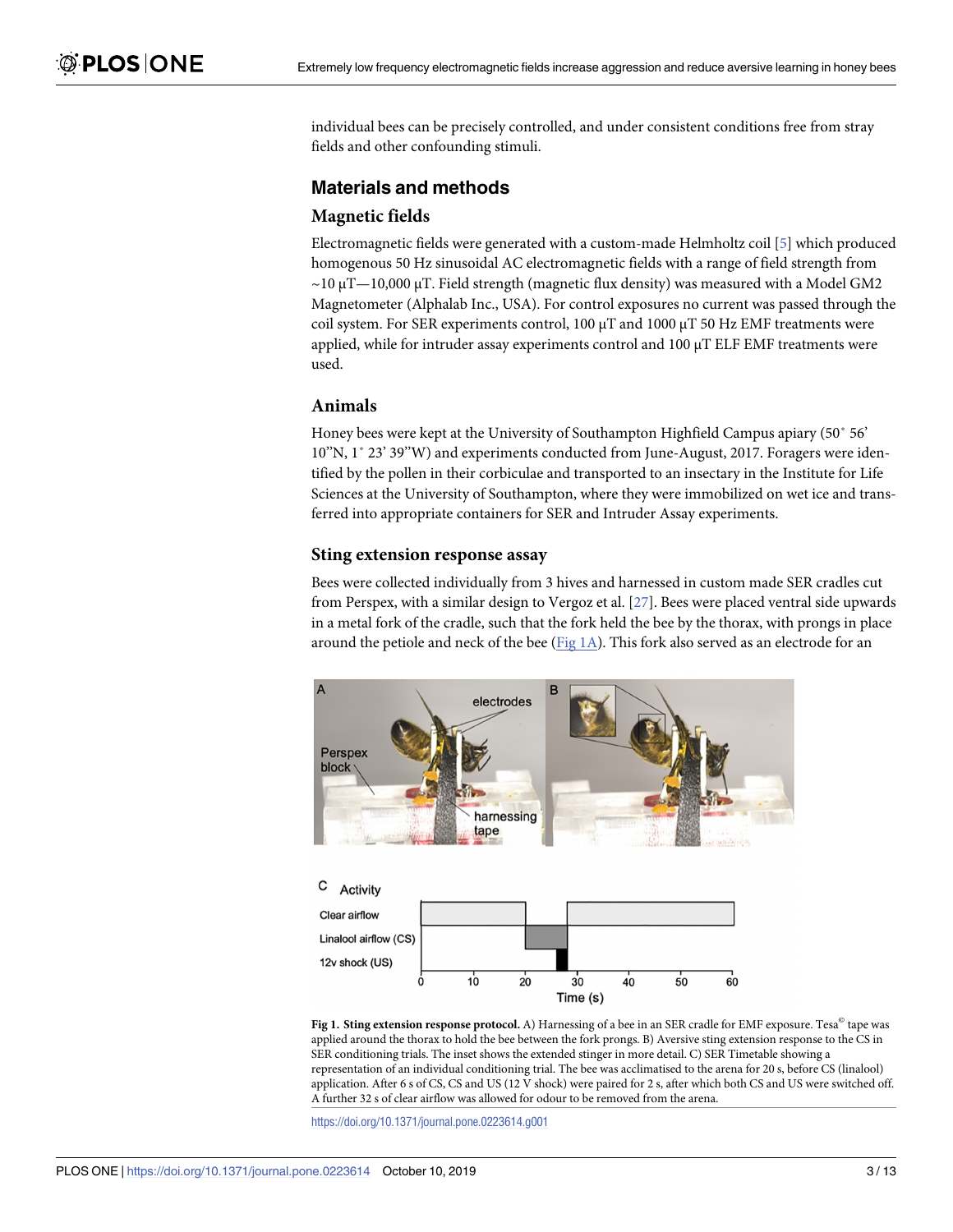individual bees can be precisely controlled, and under consistent conditions free from stray fields and other confounding stimuli.

## Materials and methods

### Magnetic fields

Electromagnetic fields were generated with a custom-made Helmholtz coil [5] which produced homogenous 50 Hz sinusoidal AC electromagnetic fields with a range of field strength from ~10 μT—10,000 μT. Field strength (magnetic flux density) was measured with a Model GM2 Magnetometer (Alphalab Inc., USA). For control exposures no current was passed through the coil system. For SER experiments control, 100 μT and 1000 μT 50 Hz EMF treatments were applied, while for intruder assay experiments control and 100 μT ELF EMF treatments were used.

### Animals

Honey bees were kept at the University of Southampton Highfield Campus apiary (50˚ 56' 10"N, 1˚ 23' 39"W) and experiments conducted from June-August, 2017. Foragers were identified by the pollen in their corbiculae and transported to an insectary in the Institute for Life Sciences at the University of Southampton, where they were immobilized on wet ice and transferred into appropriate containers for SER and Intruder Assay experiments.

### Sting extension response assay

Bees were collected individually from 3 hives and harnessed in custom made SER cradles cut from Perspex, with a similar design to Vergoz et al. [27]. Bees were placed ventral side upwards in a metal fork of the cradle, such that the fork held the bee by the thorax, with prongs in place around the petiole and neck of the bee (Fig 1A). This fork also served as an electrode for an

**Fig 1. Sting extension response protocol.** A) Harnessing of a bee in an SER cradle for EMF exposure. Tesa© tape was applied around the thorax to hold the bee between the fork prongs. B) Aversive sting extension response to the CS in SER conditioning trials. The inset shows the extended stinger in more detail. C) SER Timetable showing a representation of an individual conditioning trial. The bee was acclimatised to the arena for 20 s, before CS (linalool) application. After 6 s of CS, CS and US (12 V shock) were paired for 2 s, after which both CS and US were switched off. A further 32 s of clear airflow was allowed for odour to be removed from the arena.

https://doi.org/10.1371/journal.pone.0223614.g001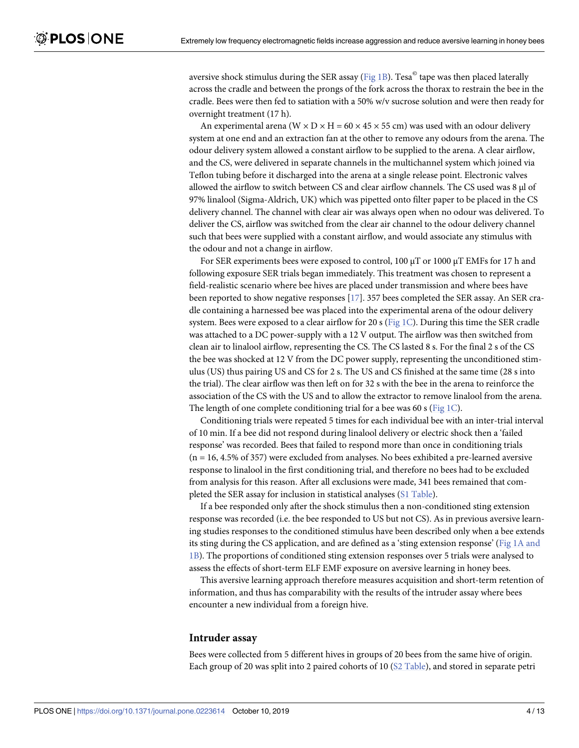aversive shock stimulus during the SER assay (Fig 1B). Tesa© tape was then placed laterally across the cradle and between the prongs of the fork across the thorax to restrain the bee in the cradle. Bees were then fed to satiation with a 50% w/v sucrose solution and were then ready for overnight treatment (17 h).

An experimental arena (W × D × H = 60 × 45 × 55 cm) was used with an odour delivery system at one end and an extraction fan at the other to remove any odours from the arena. The odour delivery system allowed a constant airflow to be supplied to the arena. A clear airflow, and the CS, were delivered in separate channels in the multichannel system which joined via Teflon tubing before it discharged into the arena at a single release point. Electronic valves allowed the airflow to switch between CS and clear airflow channels. The CS used was 8 μl of 97% linalool (Sigma-Aldrich, UK) which was pipetted onto filter paper to be placed in the CS delivery channel. The channel with clear air was always open when no odour was delivered. To deliver the CS, airflow was switched from the clear air channel to the odour delivery channel such that bees were supplied with a constant airflow, and would associate any stimulus with the odour and not a change in airflow.

For SER experiments bees were exposed to control, 100 μT or 1000 μT EMFs for 17 h and following exposure SER trials began immediately. This treatment was chosen to represent a field-realistic scenario where bee hives are placed under transmission and where bees have been reported to show negative responses [17]. 357 bees completed the SER assay. An SER cradle containing a harnessed bee was placed into the experimental arena of the odour delivery system. Bees were exposed to a clear airflow for 20 s (Fig 1C). During this time the SER cradle was attached to a DC power-supply with a 12 V output. The airflow was then switched from clean air to linalool airflow, representing the CS. The CS lasted 8 s. For the final 2 s of the CS the bee was shocked at 12 V from the DC power supply, representing the unconditioned stimulus (US) thus pairing US and CS for 2 s. The US and CS finished at the same time (28 s into the trial). The clear airflow was then left on for 32 s with the bee in the arena to reinforce the association of the CS with the US and to allow the extractor to remove linalool from the arena. The length of one complete conditioning trial for a bee was 60 s (Fig 1C).

Conditioning trials were repeated 5 times for each individual bee with an inter-trial interval of 10 min. If a bee did not respond during linalool delivery or electric shock then a 'failed response' was recorded. Bees that failed to respond more than once in conditioning trials (n = 16, 4.5% of 357) were excluded from analyses. No bees exhibited a pre-learned aversive response to linalool in the first conditioning trial, and therefore no bees had to be excluded from analysis for this reason. After all exclusions were made, 341 bees remained that completed the SER assay for inclusion in statistical analyses (S1 Table).

If a bee responded only after the shock stimulus then a non-conditioned sting extension response was recorded (i.e. the bee responded to US but not CS). As in previous aversive learning studies responses to the conditioned stimulus have been described only when a bee extends its sting during the CS application, and are defined as a 'sting extension response' (Fig 1A and 1B). The proportions of conditioned sting extension responses over 5 trials were analysed to assess the effects of short-term ELF EMF exposure on aversive learning in honey bees.

This aversive learning approach therefore measures acquisition and short-term retention of information, and thus has comparability with the results of the intruder assay where bees encounter a new individual from a foreign hive.

## Intruder assay

Bees were collected from 5 different hives in groups of 20 bees from the same hive of origin. Each group of 20 was split into 2 paired cohorts of 10 (S2 Table), and stored in separate petri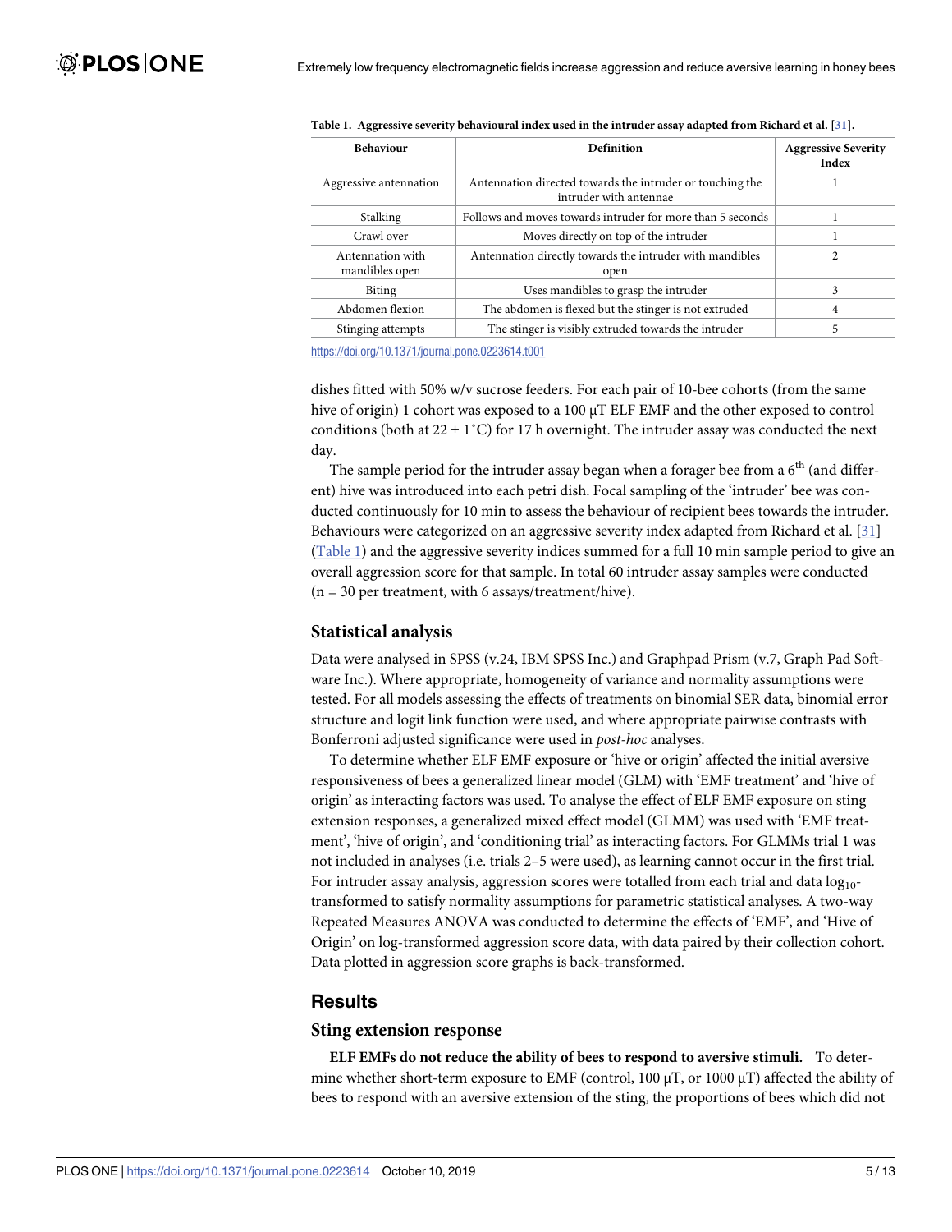**Table 1. Aggressive severity behavioural index used in the intruder assay adapted from Richard et al. [31].**

| Behaviour | Definition | Aggressive Severity Index |
|---|---|---|
| Aggressive antennation | Antennation directed towards the intruder or touching the intruder with antennae | 1 |
| Stalking | Follows and moves towards intruder for more than 5 seconds | 1 |
| Crawl over | Moves directly on top of the intruder | 1 |
| Antennation with mandibles open | Antennation directly towards the intruder with mandibles open | 2 |
| Biting | Uses mandibles to grasp the intruder | 3 |
| Abdomen flexion | The abdomen is flexed but the stinger is not extruded | 4 |
| Stinging attempts | The stinger is visibly extruded towards the intruder | 5 |

https://doi.org/10.1371/journal.pone.0223614.t001

dishes fitted with 50% w/v sucrose feeders. For each pair of 10-bee cohorts (from the same hive of origin) 1 cohort was exposed to a 100 μT ELF EMF and the other exposed to control conditions (both at 22 ± 1˚C) for 17 h overnight. The intruder assay was conducted the next day.

The sample period for the intruder assay began when a forager bee from a 6th (and different) hive was introduced into each petri dish. Focal sampling of the 'intruder' bee was conducted continuously for 10 min to assess the behaviour of recipient bees towards the intruder. Behaviours were categorized on an aggressive severity index adapted from Richard et al. [31] (Table 1) and the aggressive severity indices summed for a full 10 min sample period to give an overall aggression score for that sample. In total 60 intruder assay samples were conducted (n = 30 per treatment, with 6 assays/treatment/hive).

## Statistical analysis

Data were analysed in SPSS (v.24, IBM SPSS Inc.) and Graphpad Prism (v.7, Graph Pad Software Inc.). Where appropriate, homogeneity of variance and normality assumptions were tested. For all models assessing the effects of treatments on binomial SER data, binomial error structure and logit link function were used, and where appropriate pairwise contrasts with Bonferroni adjusted significance were used in *post-hoc* analyses.

To determine whether ELF EMF exposure or 'hive or origin' affected the initial aversive responsiveness of bees a generalized linear model (GLM) with 'EMF treatment' and 'hive of origin' as interacting factors was used. To analyse the effect of ELF EMF exposure on sting extension responses, a generalized mixed effect model (GLMM) was used with 'EMF treatment', 'hive of origin', and 'conditioning trial' as interacting factors. For GLMMs trial 1 was not included in analyses (i.e. trials 2–5 were used), as learning cannot occur in the first trial. For intruder assay analysis, aggression scores were totalled from each trial and data $\log_{10}$-transformed to satisfy normality assumptions for parametric statistical analyses. A two-way Repeated Measures ANOVA was conducted to determine the effects of 'EMF', and 'Hive of Origin' on log-transformed aggression score data, with data paired by their collection cohort. Data plotted in aggression score graphs is back-transformed.

# Results

## Sting extension response

**ELF EMFs do not reduce the ability of bees to respond to aversive stimuli.** To determine whether short-term exposure to EMF (control, 100 μT, or 1000 μT) affected the ability of bees to respond with an aversive extension of the sting, the proportions of bees which did not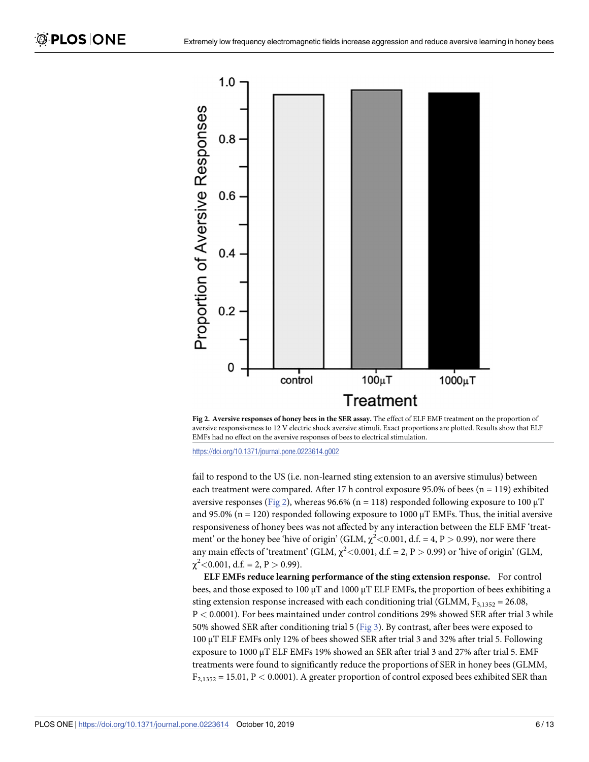Fig 2. Aversive responses of honey bees in the SER assay. The effect of ELF EMF treatment on the proportion of aversive responsiveness to 12 V electric shock aversive stimuli. Exact proportions are plotted. Results show that ELF EMFs had no effect on the aversive responses of bees to electrical stimulation.

https://doi.org/10.1371/journal.pone.0223614.g002

fail to respond to the US (i.e. non-learned sting extension to an aversive stimulus) between each treatment were compared. After 17 h control exposure 95.0% of bees (n = 119) exhibited aversive responses (Fig 2), whereas 96.6% (n = 118) responded following exposure to 100 μT and 95.0% (n = 120) responded following exposure to 1000 μT EMFs. Thus, the initial aversive responsiveness of honey bees was not affected by any interaction between the ELF EMF 'treatment' or the honey bee 'hive of origin' (GLM, $\chi^2 < 0.001$, d.f. = 4, $P > 0.99$), nor were there any main effects of 'treatment' (GLM, $\chi^2 < 0.001$, d.f. = 2, $P > 0.99$) or 'hive of origin' (GLM, $\chi^2 < 0.001$, d.f. = 2, $P > 0.99$).

**ELF EMFs reduce learning performance of the sting extension response.** For control bees, and those exposed to 100 μT and 1000 μT ELF EMFs, the proportion of bees exhibiting a sting extension response increased with each conditioning trial (GLMM, $F_{3,1352} = 26.08$, $P < 0.0001$). For bees maintained under control conditions 29% showed SER after trial 3 while 50% showed SER after conditioning trial 5 (Fig 3). By contrast, after bees were exposed to 100 μT ELF EMFs only 12% of bees showed SER after trial 3 and 32% after trial 5. Following exposure to 1000 μT ELF EMFs 19% showed an SER after trial 3 and 27% after trial 5. EMF treatments were found to significantly reduce the proportions of SER in honey bees (GLMM, $F_{2,1352} = 15.01$, $P < 0.0001$). A greater proportion of control exposed bees exhibited SER than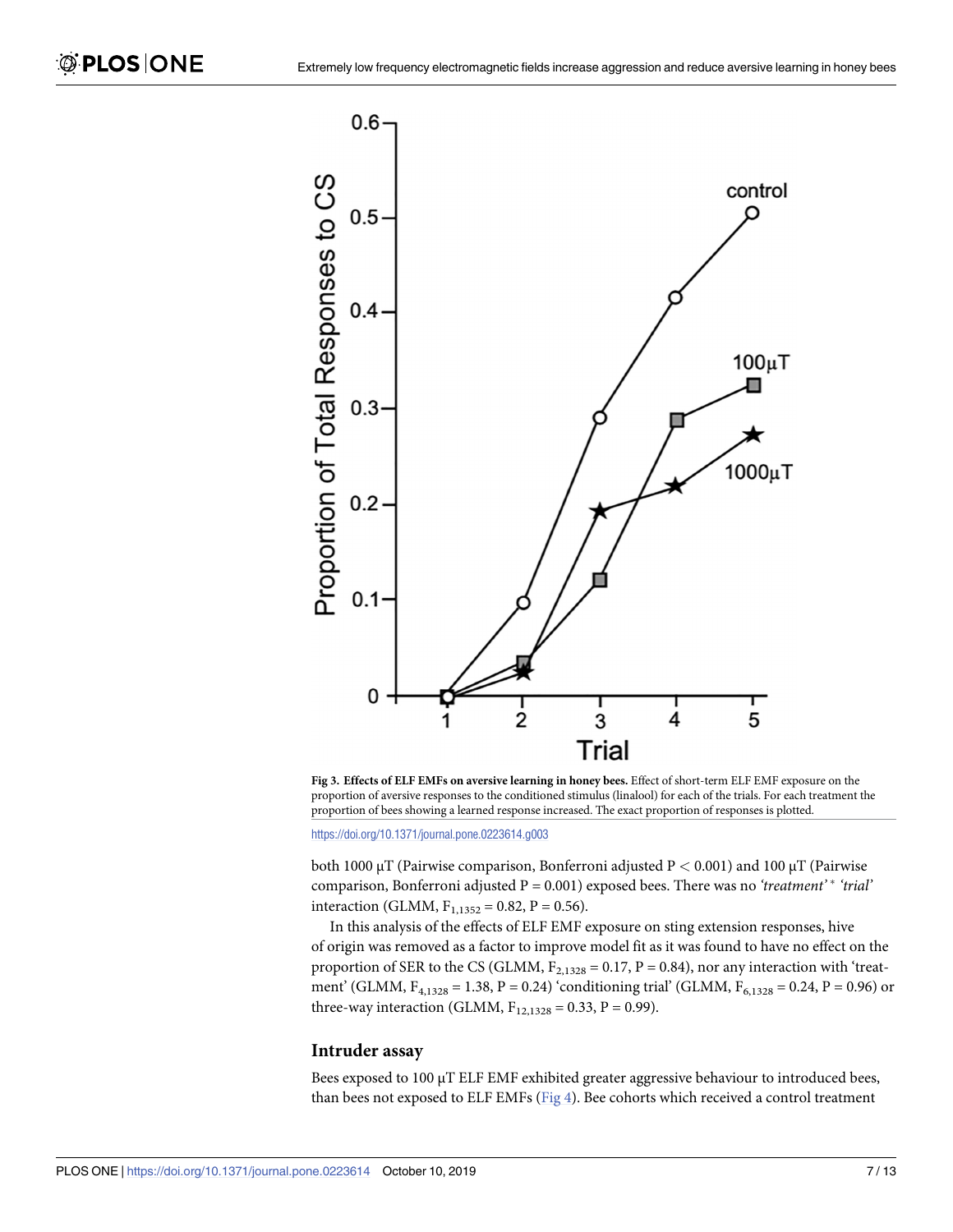Fig 3. **Effects of ELF EMFs on aversive learning in honey bees.** Effect of short-term ELF EMF exposure on the proportion of aversive responses to the conditioned stimulus (linalool) for each of the trials. For each treatment the proportion of bees showing a learned response increased. The exact proportion of responses is plotted.

https://doi.org/10.1371/journal.pone.0223614.g003

both 1000 μT (Pairwise comparison, Bonferroni adjusted $P < 0.001$) and 100 μT (Pairwise comparison, Bonferroni adjusted $P = 0.001$) exposed bees. There was no *'treatment' * 'trial'* interaction (GLMM, $F_{1,1352} = 0.82$, $P = 0.56$).

In this analysis of the effects of ELF EMF exposure on sting extension responses, hive of origin was removed as a factor to improve model fit as it was found to have no effect on the proportion of SER to the CS (GLMM, $F_{2,1328} = 0.17$, $P = 0.84$), nor any interaction with 'treatment' (GLMM, $F_{4,1328} = 1.38$, $P = 0.24$) 'conditioning trial' (GLMM, $F_{6,1328} = 0.24$, $P = 0.96$) or three-way interaction (GLMM, $F_{12,1328} = 0.33$, $P = 0.99$).

## Intruder assay

Bees exposed to 100 μT ELF EMF exhibited greater aggressive behaviour to introduced bees, than bees not exposed to ELF EMFs (Fig 4). Bee cohorts which received a control treatment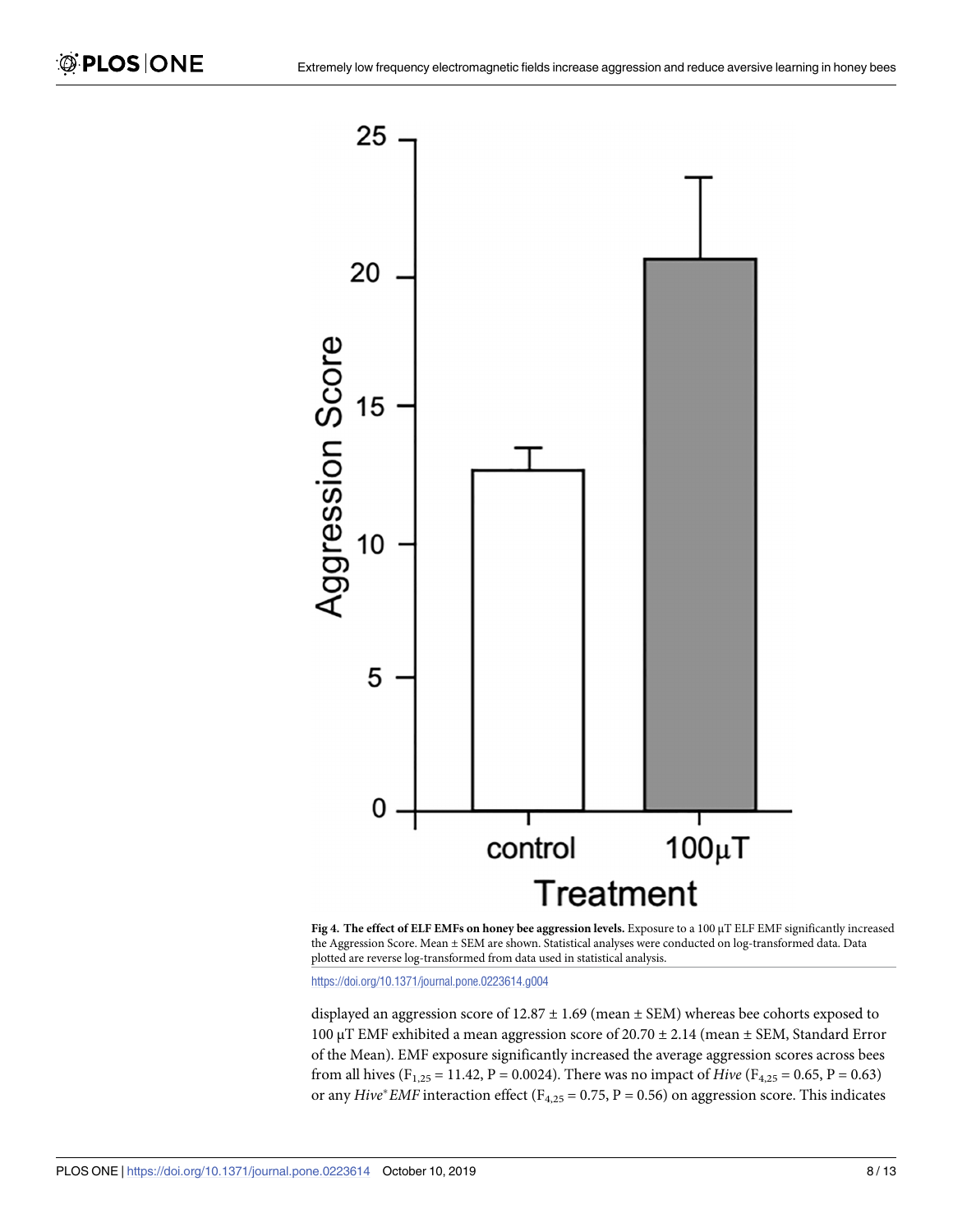Fig 4. The effect of ELF EMFs on honey bee aggression levels. Exposure to a 100 μT ELF EMF significantly increased the Aggression Score. Mean ± SEM are shown. Statistical analyses were conducted on log-transformed data. Data plotted are reverse log-transformed from data used in statistical analysis.

https://doi.org/10.1371/journal.pone.0223614.g004

displayed an aggression score of 12.87 ± 1.69 (mean ± SEM) whereas bee cohorts exposed to 100 μT EMF exhibited a mean aggression score of 20.70 ± 2.14 (mean ± SEM, Standard Error of the Mean). EMF exposure significantly increased the average aggression scores across bees from all hives ($F_{1,25} = 11.42$, $P = 0.0024$). There was no impact of *Hive* ($F_{4,25} = 0.65$, $P = 0.63$) or any *Hive*\**EMF* interaction effect ($F_{4,25} = 0.75$, $P = 0.56$) on aggression score. This indicates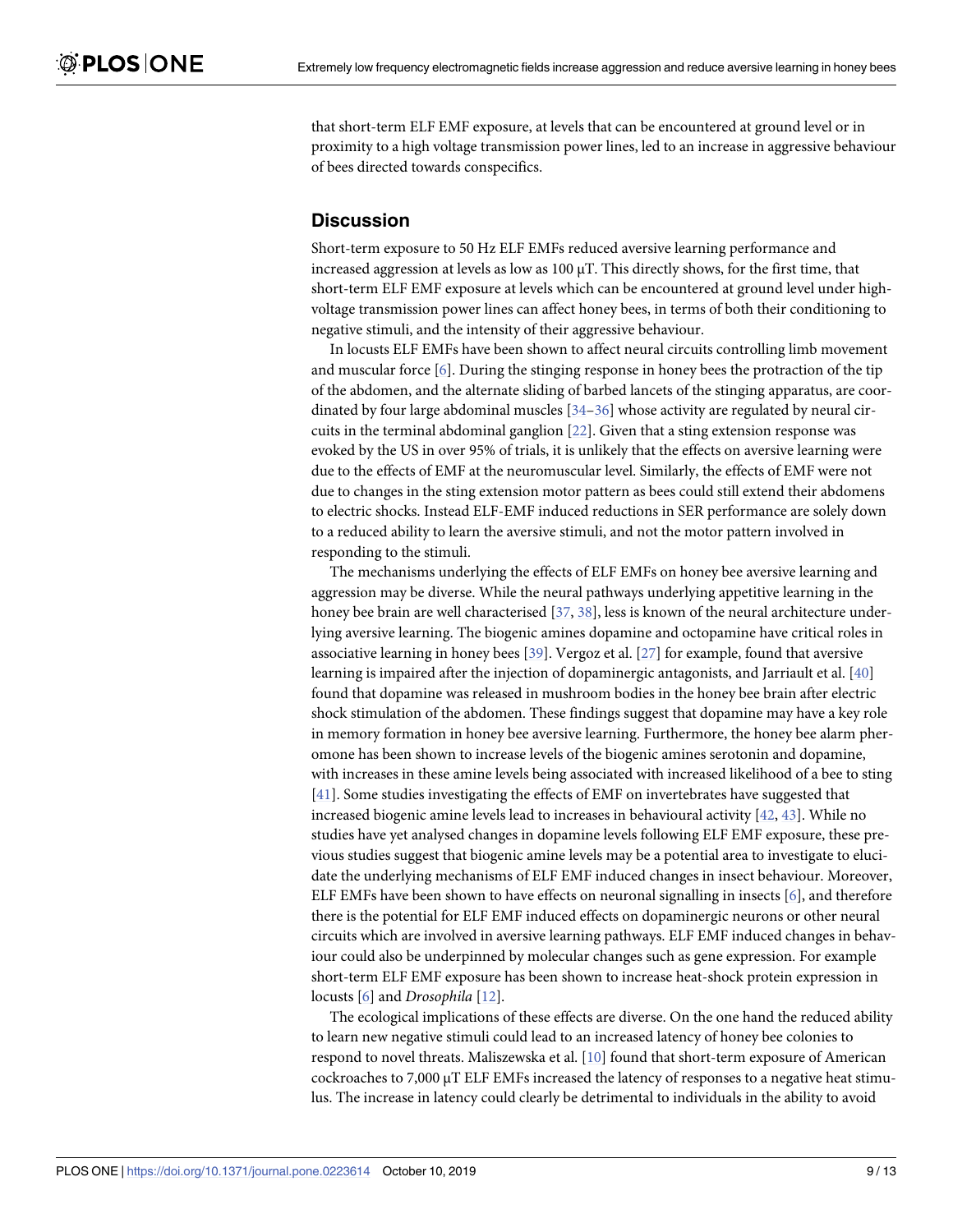that short-term ELF EMF exposure, at levels that can be encountered at ground level or in proximity to a high voltage transmission power lines, led to an increase in aggressive behaviour of bees directed towards conspecifics.

## Discussion

Short-term exposure to 50 Hz ELF EMFs reduced aversive learning performance and increased aggression at levels as low as 100 μT. This directly shows, for the first time, that short-term ELF EMF exposure at levels which can be encountered at ground level under high-voltage transmission power lines can affect honey bees, in terms of both their conditioning to negative stimuli, and the intensity of their aggressive behaviour.

In locusts ELF EMFs have been shown to affect neural circuits controlling limb movement and muscular force [6]. During the stinging response in honey bees the protraction of the tip of the abdomen, and the alternate sliding of barbed lancets of the stinging apparatus, are coordinated by four large abdominal muscles [34–36] whose activity are regulated by neural circuits in the terminal abdominal ganglion [22]. Given that a sting extension response was evoked by the US in over 95% of trials, it is unlikely that the effects on aversive learning were due to the effects of EMF at the neuromuscular level. Similarly, the effects of EMF were not due to changes in the sting extension motor pattern as bees could still extend their abdomens to electric shocks. Instead ELF-EMF induced reductions in SER performance are solely down to a reduced ability to learn the aversive stimuli, and not the motor pattern involved in responding to the stimuli.

The mechanisms underlying the effects of ELF EMFs on honey bee aversive learning and aggression may be diverse. While the neural pathways underlying appetitive learning in the honey bee brain are well characterised [37, 38], less is known of the neural architecture underlying aversive learning. The biogenic amines dopamine and octopamine have critical roles in associative learning in honey bees [39]. Vergoz et al. [27] for example, found that aversive learning is impaired after the injection of dopaminergic antagonists, and Jarriault et al. [40] found that dopamine was released in mushroom bodies in the honey bee brain after electric shock stimulation of the abdomen. These findings suggest that dopamine may have a key role in memory formation in honey bee aversive learning. Furthermore, the honey bee alarm pheromone has been shown to increase levels of the biogenic amines serotonin and dopamine, with increases in these amine levels being associated with increased likelihood of a bee to sting [41]. Some studies investigating the effects of EMF on invertebrates have suggested that increased biogenic amine levels lead to increases in behavioural activity [42, 43]. While no studies have yet analysed changes in dopamine levels following ELF EMF exposure, these previous studies suggest that biogenic amine levels may be a potential area to investigate to elucidate the underlying mechanisms of ELF EMF induced changes in insect behaviour. Moreover, ELF EMFs have been shown to have effects on neuronal signalling in insects [6], and therefore there is the potential for ELF EMF induced effects on dopaminergic neurons or other neural circuits which are involved in aversive learning pathways. ELF EMF induced changes in behaviour could also be underpinned by molecular changes such as gene expression. For example short-term ELF EMF exposure has been shown to increase heat-shock protein expression in locusts [6] and *Drosophila* [12].

The ecological implications of these effects are diverse. On the one hand the reduced ability to learn new negative stimuli could lead to an increased latency of honey bee colonies to respond to novel threats. Maliszewska et al. [10] found that short-term exposure of American cockroaches to 7,000 μT ELF EMFs increased the latency of responses to a negative heat stimulus. The increase in latency could clearly be detrimental to individuals in the ability to avoid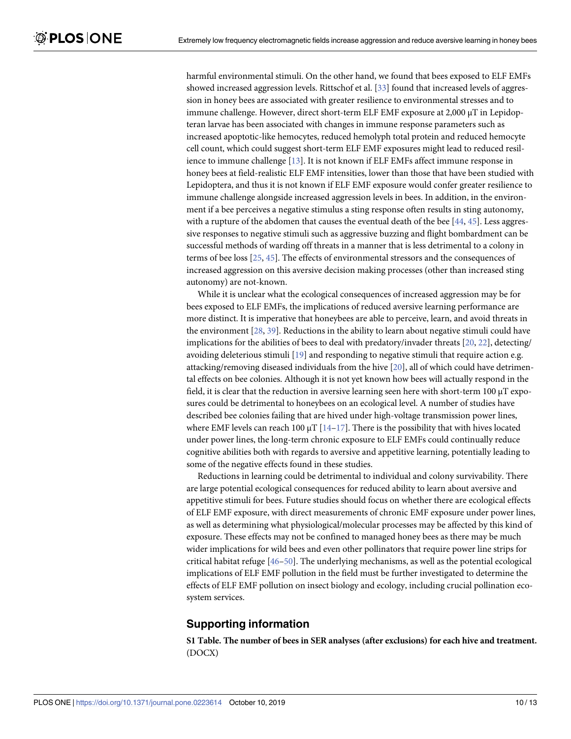harmful environmental stimuli. On the other hand, we found that bees exposed to ELF EMFs showed increased aggression levels. Rittschof et al. [33] found that increased levels of aggression in honey bees are associated with greater resilience to environmental stresses and to immune challenge. However, direct short-term ELF EMF exposure at 2,000 μT in Lepidopteran larvae has been associated with changes in immune response parameters such as increased apoptotic-like hemocytes, reduced hemolyph total protein and reduced hemocyte cell count, which could suggest short-term ELF EMF exposures might lead to reduced resilience to immune challenge [13]. It is not known if ELF EMFs affect immune response in honey bees at field-realistic ELF EMF intensities, lower than those that have been studied with Lepidoptera, and thus it is not known if ELF EMF exposure would confer greater resilience to immune challenge alongside increased aggression levels in bees. In addition, in the environment if a bee perceives a negative stimulus a sting response often results in sting autonomy, with a rupture of the abdomen that causes the eventual death of the bee [44, 45]. Less aggressive responses to negative stimuli such as aggressive buzzing and flight bombardment can be successful methods of warding off threats in a manner that is less detrimental to a colony in terms of bee loss [25, 45]. The effects of environmental stressors and the consequences of increased aggression on this aversive decision making processes (other than increased sting autonomy) are not-known.

While it is unclear what the ecological consequences of increased aggression may be for bees exposed to ELF EMFs, the implications of reduced aversive learning performance are more distinct. It is imperative that honeybees are able to perceive, learn, and avoid threats in the environment [28, 39]. Reductions in the ability to learn about negative stimuli could have implications for the abilities of bees to deal with predatory/invader threats [20, 22], detecting/avoiding deleterious stimuli [19] and responding to negative stimuli that require action e.g. attacking/removing diseased individuals from the hive [20], all of which could have detrimental effects on bee colonies. Although it is not yet known how bees will actually respond in the field, it is clear that the reduction in aversive learning seen here with short-term 100 μT exposures could be detrimental to honeybees on an ecological level. A number of studies have described bee colonies failing that are hived under high-voltage transmission power lines, where EMF levels can reach 100 μT [14–17]. There is the possibility that with hives located under power lines, the long-term chronic exposure to ELF EMFs could continually reduce cognitive abilities both with regards to aversive and appetitive learning, potentially leading to some of the negative effects found in these studies.

Reductions in learning could be detrimental to individual and colony survivability. There are large potential ecological consequences for reduced ability to learn about aversive and appetitive stimuli for bees. Future studies should focus on whether there are ecological effects of ELF EMF exposure, with direct measurements of chronic EMF exposure under power lines, as well as determining what physiological/molecular processes may be affected by this kind of exposure. These effects may not be confined to managed honey bees as there may be much wider implications for wild bees and even other pollinators that require power line strips for critical habitat refuge [46–50]. The underlying mechanisms, as well as the potential ecological implications of ELF EMF pollution in the field must be further investigated to determine the effects of ELF EMF pollution on insect biology and ecology, including crucial pollination ecosystem services.

## Supporting information

**S1 Table. The number of bees in SER analyses (after exclusions) for each hive and treatment.** (DOCX)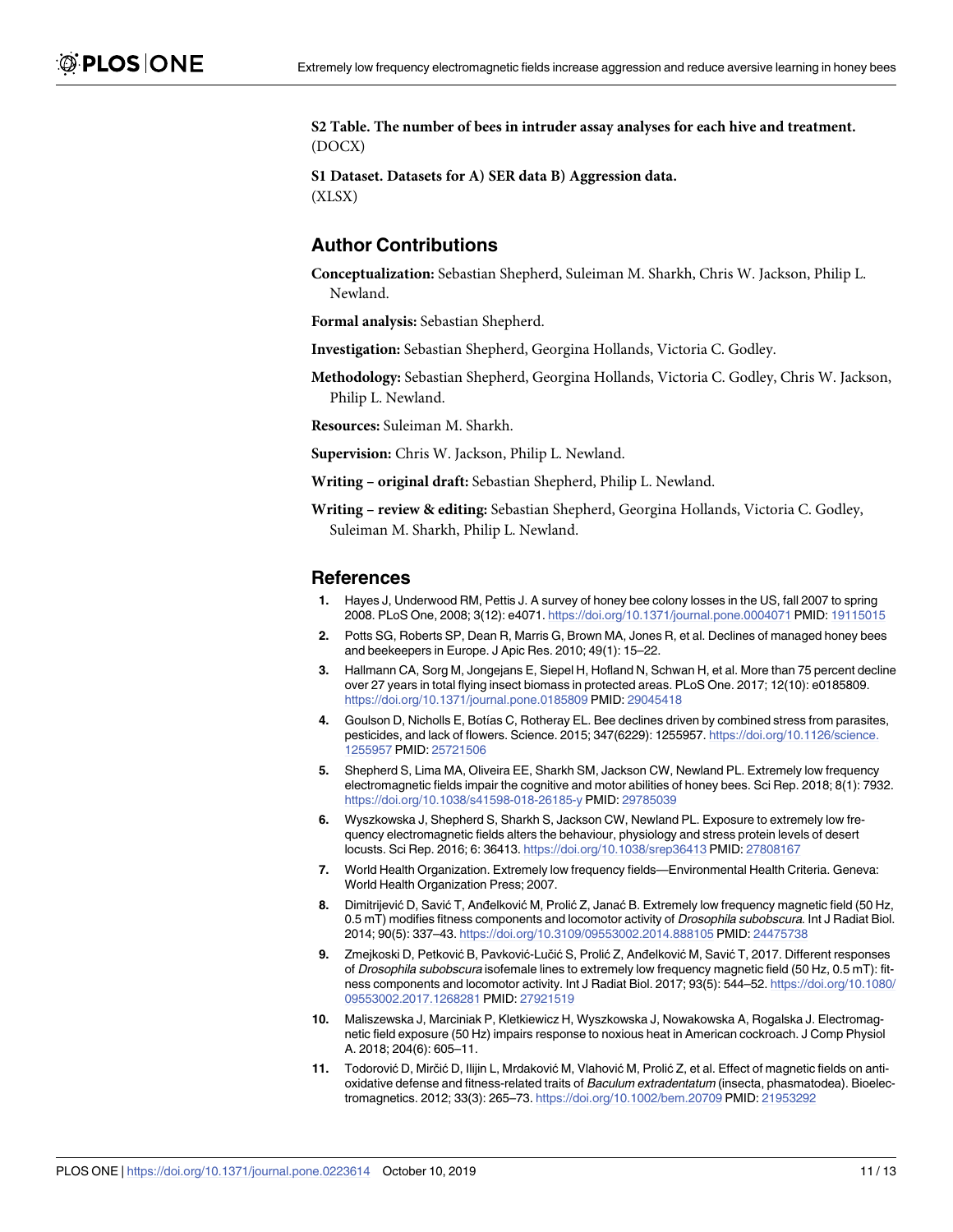**S2 Table. The number of bees in intruder assay analyses for each hive and treatment.**
(DOCX)

**S1 Dataset. Datasets for A) SER data B) Aggression data.**
(XLSX)

## Author Contributions

**Conceptualization:** Sebastian Shepherd, Suleiman M. Sharkh, Chris W. Jackson, Philip L. Newland.

**Formal analysis:** Sebastian Shepherd.

**Investigation:** Sebastian Shepherd, Georgina Hollands, Victoria C. Godley.

**Methodology:** Sebastian Shepherd, Georgina Hollands, Victoria C. Godley, Chris W. Jackson, Philip L. Newland.

**Resources:** Suleiman M. Sharkh.

**Supervision:** Chris W. Jackson, Philip L. Newland.

**Writing – original draft:** Sebastian Shepherd, Philip L. Newland.

**Writing – review & editing:** Sebastian Shepherd, Georgina Hollands, Victoria C. Godley, Suleiman M. Sharkh, Philip L. Newland.

## References

1. Hayes J, Underwood RM, Pettis J. A survey of honey bee colony losses in the US, fall 2007 to spring 2008. PLoS One, 2008; 3(12): e4071. https://doi.org/10.1371/journal.pone.0004071 PMID: 19115015
2. Potts SG, Roberts SP, Dean R, Marris G, Brown MA, Jones R, et al. Declines of managed honey bees and beekeepers in Europe. J Apic Res. 2010; 49(1): 15–22.
3. Hallmann CA, Sorg M, Jongejans E, Siepel H, Hofland N, Schwan H, et al. More than 75 percent decline over 27 years in total flying insect biomass in protected areas. PLoS One. 2017; 12(10): e0185809. https://doi.org/10.1371/journal.pone.0185809 PMID: 29045418
4. Goulson D, Nicholls E, Botías C, Rotheray EL. Bee declines driven by combined stress from parasites, pesticides, and lack of flowers. Science. 2015; 347(6229): 1255957. https://doi.org/10.1126/science.1255957 PMID: 25721506
5. Shepherd S, Lima MA, Oliveira EE, Sharkh SM, Jackson CW, Newland PL. Extremely low frequency electromagnetic fields impair the cognitive and motor abilities of honey bees. Sci Rep. 2018; 8(1): 7932. https://doi.org/10.1038/s41598-018-26185-y PMID: 29785039
6. Wyszkowska J, Shepherd S, Sharkh S, Jackson CW, Newland PL. Exposure to extremely low frequency electromagnetic fields alters the behaviour, physiology and stress protein levels of desert locusts. Sci Rep. 2016; 6: 36413. https://doi.org/10.1038/srep36413 PMID: 27808167
7. World Health Organization. Extremely low frequency fields—Environmental Health Criteria. Geneva: World Health Organization Press; 2007.
8. Dimitrijević D, Savić T, Anđelković M, Prolić Z, Janać B. Extremely low frequency magnetic field (50 Hz, 0.5 mT) modifies fitness components and locomotor activity of *Drosophila subobscura*. Int J Radiat Biol. 2014; 90(5): 337–43. https://doi.org/10.3109/09553002.2014.888105 PMID: 24475738
9. Zmejkoski D, Petković B, Pavković-Lučić S, Prolić Z, Anđelković M, Savić T, 2017. Different responses of *Drosophila subobscura* isofemale lines to extremely low frequency magnetic field (50 Hz, 0.5 mT): fitness components and locomotor activity. Int J Radiat Biol. 2017; 93(5): 544–52. https://doi.org/10.1080/09553002.2017.1268281 PMID: 27921519
10. Maliszewska J, Marciniak P, Kletkiewicz H, Wyszkowska J, Nowakowska A, Rogalska J. Electromagnetic field exposure (50 Hz) impairs response to noxious heat in American cockroach. J Comp Physiol A. 2018; 204(6): 605–11.
11. Todorović D, Mirčić D, Ilijin L, Mrdaković M, Vlahović M, Prolić Z, et al. Effect of magnetic fields on antioxidative defense and fitness-related traits of *Baculum extradentatum* (insecta, phasmatodea). Bioelectromagnetics. 2012; 33(3): 265–73. https://doi.org/10.1002/bem.20709 PMID: 21953292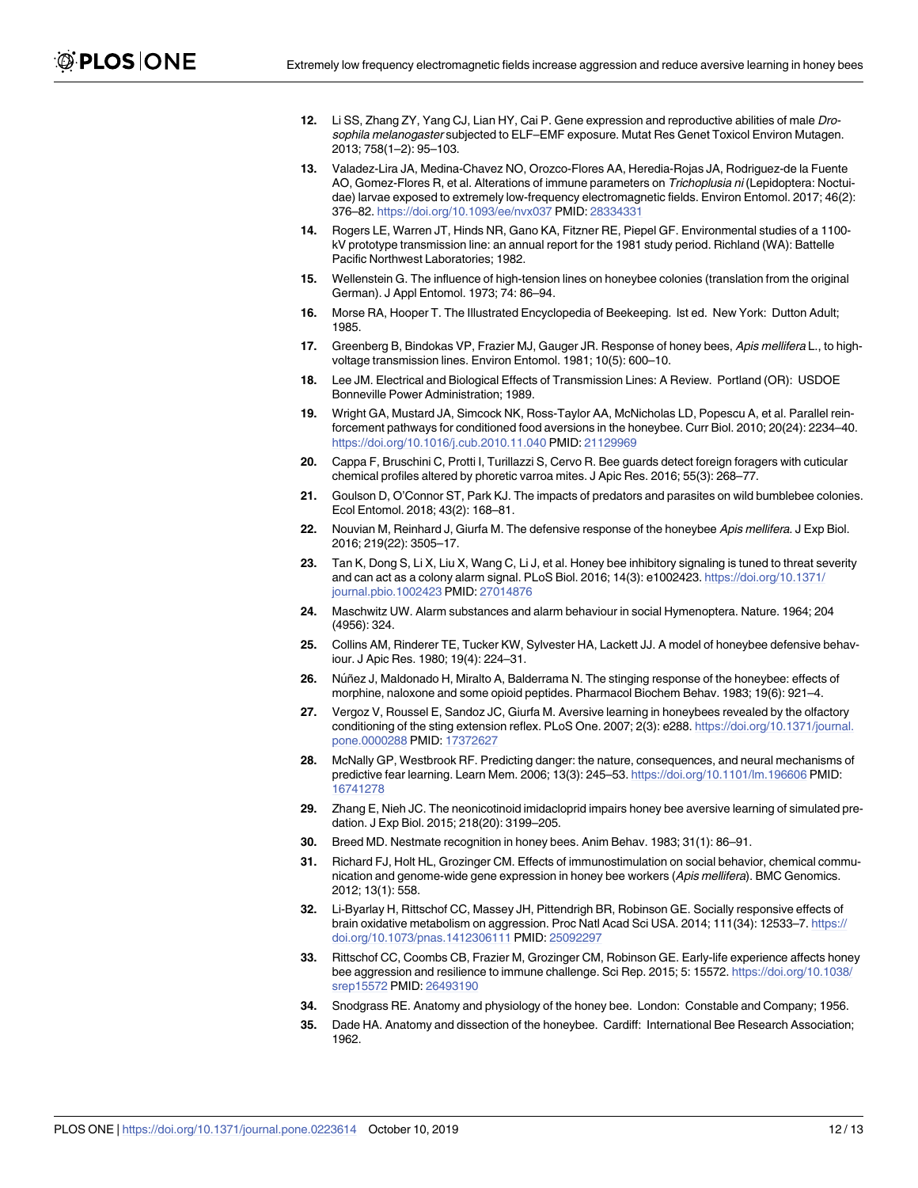12. Li SS, Zhang ZY, Yang CJ, Lian HY, Cai P. Gene expression and reproductive abilities of male *Drosophila melanogaster* subjected to ELF–EMF exposure. Mutat Res Genet Toxicol Environ Mutagen. 2013; 758(1–2): 95–103.
13. Valadez-Lira JA, Medina-Chavez NO, Orozco-Flores AA, Heredia-Rojas JA, Rodriguez-de la Fuente AO, Gomez-Flores R, et al. Alterations of immune parameters on *Trichoplusia ni* (Lepidoptera: Noctuidae) larvae exposed to extremely low-frequency electromagnetic fields. Environ Entomol. 2017; 46(2): 376–82. https://doi.org/10.1093/ee/nvx037 PMID: 28334331
14. Rogers LE, Warren JT, Hinds NR, Gano KA, Fitzner RE, Piepel GF. Environmental studies of a 1100-kV prototype transmission line: an annual report for the 1981 study period. Richland (WA): Battelle Pacific Northwest Laboratories; 1982.
15. Wellenstein G. The influence of high-tension lines on honeybee colonies (translation from the original German). J Appl Entomol. 1973; 74: 86–94.
16. Morse RA, Hooper T. The Illustrated Encyclopedia of Beekeeping. lst ed. New York: Dutton Adult; 1985.
17. Greenberg B, Bindokas VP, Frazier MJ, Gauger JR. Response of honey bees, *Apis mellifera* L., to high-voltage transmission lines. Environ Entomol. 1981; 10(5): 600–10.
18. Lee JM. Electrical and Biological Effects of Transmission Lines: A Review. Portland (OR): USDOE Bonneville Power Administration; 1989.
19. Wright GA, Mustard JA, Simcock NK, Ross-Taylor AA, McNicholas LD, Popescu A, et al. Parallel reinforcement pathways for conditioned food aversions in the honeybee. Curr Biol. 2010; 20(24): 2234–40. https://doi.org/10.1016/j.cub.2010.11.040 PMID: 21129969
20. Cappa F, Bruschini C, Protti I, Turillazzi S, Cervo R. Bee guards detect foreign foragers with cuticular chemical profiles altered by phoretic varroa mites. J Apic Res. 2016; 55(3): 268–77.
21. Goulson D, O'Connor ST, Park KJ. The impacts of predators and parasites on wild bumblebee colonies. Ecol Entomol. 2018; 43(2): 168–81.
22. Nouvian M, Reinhard J, Giurfa M. The defensive response of the honeybee *Apis mellifera*. J Exp Biol. 2016; 219(22): 3505–17.
23. Tan K, Dong S, Li X, Liu X, Wang C, Li J, et al. Honey bee inhibitory signaling is tuned to threat severity and can act as a colony alarm signal. PLoS Biol. 2016; 14(3): e1002423. https://doi.org/10.1371/journal.pbio.1002423 PMID: 27014876
24. Maschwitz UW. Alarm substances and alarm behaviour in social Hymenoptera. Nature. 1964; 204 (4956): 324.
25. Collins AM, Rinderer TE, Tucker KW, Sylvester HA, Lackett JJ. A model of honeybee defensive behaviour. J Apic Res. 1980; 19(4): 224–31.
26. Núñez J, Maldonado H, Miralto A, Balderrama N. The stinging response of the honeybee: effects of morphine, naloxone and some opioid peptides. Pharmacol Biochem Behav. 1983; 19(6): 921–4.
27. Vergoz V, Roussel E, Sandoz JC, Giurfa M. Aversive learning in honeybees revealed by the olfactory conditioning of the sting extension reflex. PLoS One. 2007; 2(3): e288. https://doi.org/10.1371/journal.pone.0000288 PMID: 17372627
28. McNally GP, Westbrook RF. Predicting danger: the nature, consequences, and neural mechanisms of predictive fear learning. Learn Mem. 2006; 13(3): 245–53. https://doi.org/10.1101/lm.196606 PMID: 16741278
29. Zhang E, Nieh JC. The neonicotinoid imidacloprid impairs honey bee aversive learning of simulated predation. J Exp Biol. 2015; 218(20): 3199–205.
30. Breed MD. Nestmate recognition in honey bees. Anim Behav. 1983; 31(1): 86–91.
31. Richard FJ, Holt HL, Grozinger CM. Effects of immunostimulation on social behavior, chemical communication and genome-wide gene expression in honey bee workers (*Apis mellifera*). BMC Genomics. 2012; 13(1): 558.
32. Li-Byarlay H, Rittschof CC, Massey JH, Pittendrigh BR, Robinson GE. Socially responsive effects of brain oxidative metabolism on aggression. Proc Natl Acad Sci USA. 2014; 111(34): 12533–7. https://doi.org/10.1073/pnas.1412306111 PMID: 25092297
33. Rittschof CC, Coombs CB, Frazier M, Grozinger CM, Robinson GE. Early-life experience affects honey bee aggression and resilience to immune challenge. Sci Rep. 2015; 5: 15572. https://doi.org/10.1038/srep15572 PMID: 26493190
34. Snodgrass RE. Anatomy and physiology of the honey bee. London: Constable and Company; 1956.
35. Dade HA. Anatomy and dissection of the honeybee. Cardiff: International Bee Research Association; 1962.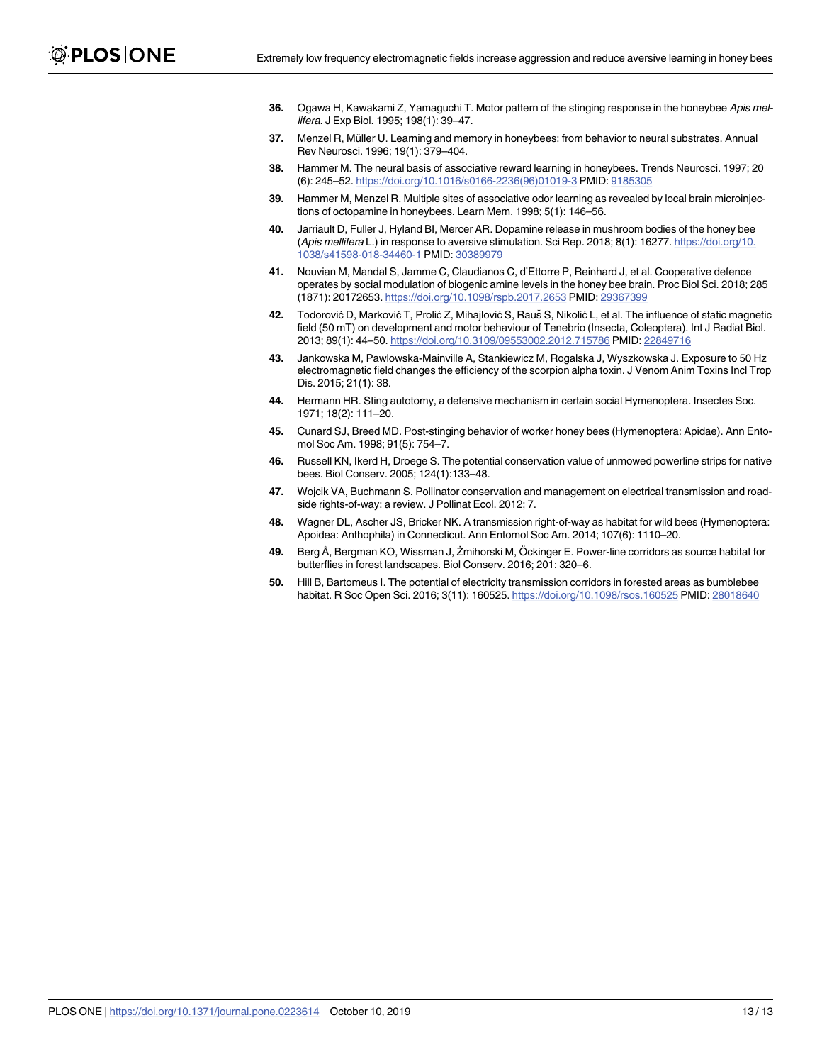36. Ogawa H, Kawakami Z, Yamaguchi T. Motor pattern of the stinging response in the honeybee *Apis mellifera*. J Exp Biol. 1995; 198(1): 39–47.

37. Menzel R, Müller U. Learning and memory in honeybees: from behavior to neural substrates. Annual Rev Neurosci. 1996; 19(1): 379–404.

38. Hammer M. The neural basis of associative reward learning in honeybees. Trends Neurosci. 1997; 20 (6): 245–52. https://doi.org/10.1016/s0166-2236(96)01019-3 PMID: 9185305

39. Hammer M, Menzel R. Multiple sites of associative odor learning as revealed by local brain microinjections of octopamine in honeybees. Learn Mem. 1998; 5(1): 146–56.

40. Jarriault D, Fuller J, Hyland BI, Mercer AR. Dopamine release in mushroom bodies of the honey bee (*Apis mellifera* L.) in response to aversive stimulation. Sci Rep. 2018; 8(1): 16277. https://doi.org/10.1038/s41598-018-34460-1 PMID: 30389979

41. Nouvian M, Mandal S, Jamme C, Claudianos C, d'Ettorre P, Reinhard J, et al. Cooperative defence operates by social modulation of biogenic amine levels in the honey bee brain. Proc Biol Sci. 2018; 285 (1871): 20172653. https://doi.org/10.1098/rspb.2017.2653 PMID: 29367399

42. Todorović D, Marković T, Prolić Z, Mihajlović S, Rauš S, Nikolić L, et al. The influence of static magnetic field (50 mT) on development and motor behaviour of Tenebrio (Insecta, Coleoptera). Int J Radiat Biol. 2013; 89(1): 44–50. https://doi.org/10.3109/09553002.2012.715786 PMID: 22849716

43. Jankowska M, Pawlowska-Mainville A, Stankiewicz M, Rogalska J, Wyszkowska J. Exposure to 50 Hz electromagnetic field changes the efficiency of the scorpion alpha toxin. J Venom Anim Toxins Incl Trop Dis. 2015; 21(1): 38.

44. Hermann HR. Sting autotomy, a defensive mechanism in certain social Hymenoptera. Insectes Soc. 1971; 18(2): 111–20.

45. Cunard SJ, Breed MD. Post-stinging behavior of worker honey bees (Hymenoptera: Apidae). Ann Entomol Soc Am. 1998; 91(5): 754–7.

46. Russell KN, Ikerd H, Droege S. The potential conservation value of unmowed powerline strips for native bees. Biol Conserv. 2005; 124(1):133–48.

47. Wojcik VA, Buchmann S. Pollinator conservation and management on electrical transmission and roadside rights-of-way: a review. J Pollinat Ecol. 2012; 7.

48. Wagner DL, Ascher JS, Bricker NK. A transmission right-of-way as habitat for wild bees (Hymenoptera: Apoidea: Anthophila) in Connecticut. Ann Entomol Soc Am. 2014; 107(6): 1110–20.

49. Berg Å, Bergman KO, Wissman J, Żmihorski M, Öckinger E. Power-line corridors as source habitat for butterflies in forest landscapes. Biol Conserv. 2016; 201: 320–6.

50. Hill B, Bartomeus I. The potential of electricity transmission corridors in forested areas as bumblebee habitat. R Soc Open Sci. 2016; 3(11): 160525. https://doi.org/10.1098/rsos.160525 PMID: 28018640